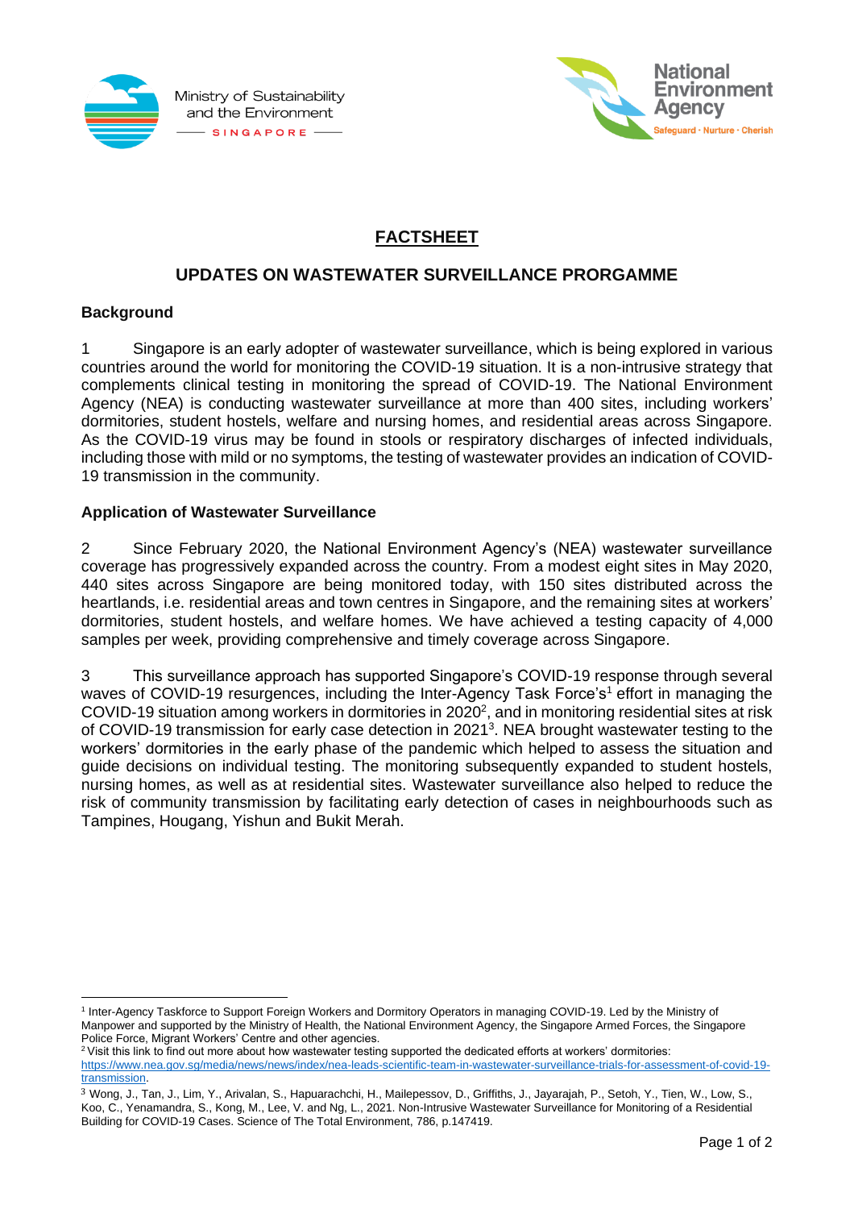Ministry of Sustainability and the Environment SINGAPORE

National Environment Agency
Safeguard · Nurture · Cherish

# FACTSHEET

## UPDATES ON WASTEWATER SURVEILLANCE PRORGAMME

### Background

1 Singapore is an early adopter of wastewater surveillance, which is being explored in various countries around the world for monitoring the COVID-19 situation. It is a non-intrusive strategy that complements clinical testing in monitoring the spread of COVID-19. The National Environment Agency (NEA) is conducting wastewater surveillance at more than 400 sites, including workers' dormitories, student hostels, welfare and nursing homes, and residential areas across Singapore. As the COVID-19 virus may be found in stools or respiratory discharges of infected individuals, including those with mild or no symptoms, the testing of wastewater provides an indication of COVID-19 transmission in the community.

### Application of Wastewater Surveillance

2 Since February 2020, the National Environment Agency's (NEA) wastewater surveillance coverage has progressively expanded across the country. From a modest eight sites in May 2020, 440 sites across Singapore are being monitored today, with 150 sites distributed across the heartlands, i.e. residential areas and town centres in Singapore, and the remaining sites at workers' dormitories, student hostels, and welfare homes. We have achieved a testing capacity of 4,000 samples per week, providing comprehensive and timely coverage across Singapore.

3 This surveillance approach has supported Singapore's COVID-19 response through several waves of COVID-19 resurgences, including the Inter-Agency Task Force's[1] effort in managing the COVID-19 situation among workers in dormitories in 2020[2], and in monitoring residential sites at risk of COVID-19 transmission for early case detection in 2021[3]. NEA brought wastewater testing to the workers' dormitories in the early phase of the pandemic which helped to assess the situation and guide decisions on individual testing. The monitoring subsequently expanded to student hostels, nursing homes, as well as at residential sites. Wastewater surveillance also helped to reduce the risk of community transmission by facilitating early detection of cases in neighbourhoods such as Tampines, Hougang, Yishun and Bukit Merah.

---

[1] Inter-Agency Taskforce to Support Foreign Workers and Dormitory Operators in managing COVID-19. Led by the Ministry of Manpower and supported by the Ministry of Health, the National Environment Agency, the Singapore Armed Forces, the Singapore Police Force, Migrant Workers' Centre and other agencies.

[2] Visit this link to find out more about how wastewater testing supported the dedicated efforts at workers' dormitories: https://www.nea.gov.sg/media/news/news/index/nea-leads-scientific-team-in-wastewater-surveillance-trials-for-assessment-of-covid-19-transmission.

[3] Wong, J., Tan, J., Lim, Y., Arivalan, S., Hapuarachchi, H., Mailepessov, D., Griffiths, J., Jayarajah, P., Setoh, Y., Tien, W., Low, S., Koo, C., Yenamandra, S., Kong, M., Lee, V. and Ng, L., 2021. Non-Intrusive Wastewater Surveillance for Monitoring of a Residential Building for COVID-19 Cases. Science of The Total Environment, 786, p.147419.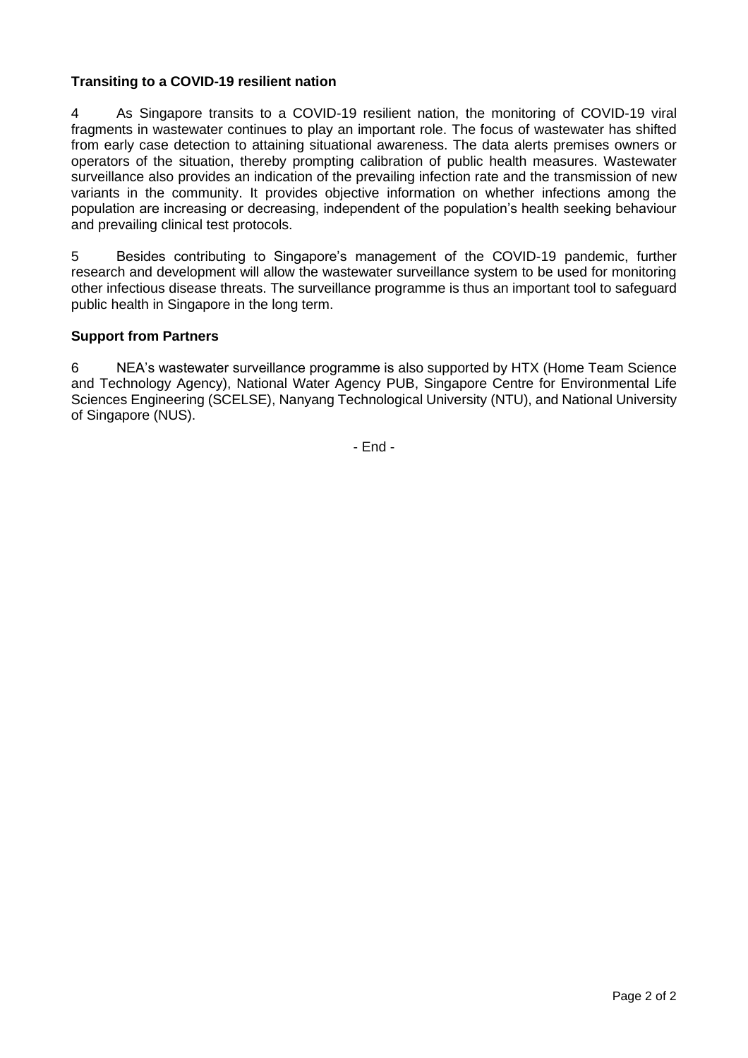**Transiting to a COVID-19 resilient nation**

4 As Singapore transits to a COVID-19 resilient nation, the monitoring of COVID-19 viral fragments in wastewater continues to play an important role. The focus of wastewater has shifted from early case detection to attaining situational awareness. The data alerts premises owners or operators of the situation, thereby prompting calibration of public health measures. Wastewater surveillance also provides an indication of the prevailing infection rate and the transmission of new variants in the community. It provides objective information on whether infections among the population are increasing or decreasing, independent of the population's health seeking behaviour and prevailing clinical test protocols.

5 Besides contributing to Singapore's management of the COVID-19 pandemic, further research and development will allow the wastewater surveillance system to be used for monitoring other infectious disease threats. The surveillance programme is thus an important tool to safeguard public health in Singapore in the long term.

**Support from Partners**

6 NEA's wastewater surveillance programme is also supported by HTX (Home Team Science and Technology Agency), National Water Agency PUB, Singapore Centre for Environmental Life Sciences Engineering (SCELSE), Nanyang Technological University (NTU), and National University of Singapore (NUS).

- End -